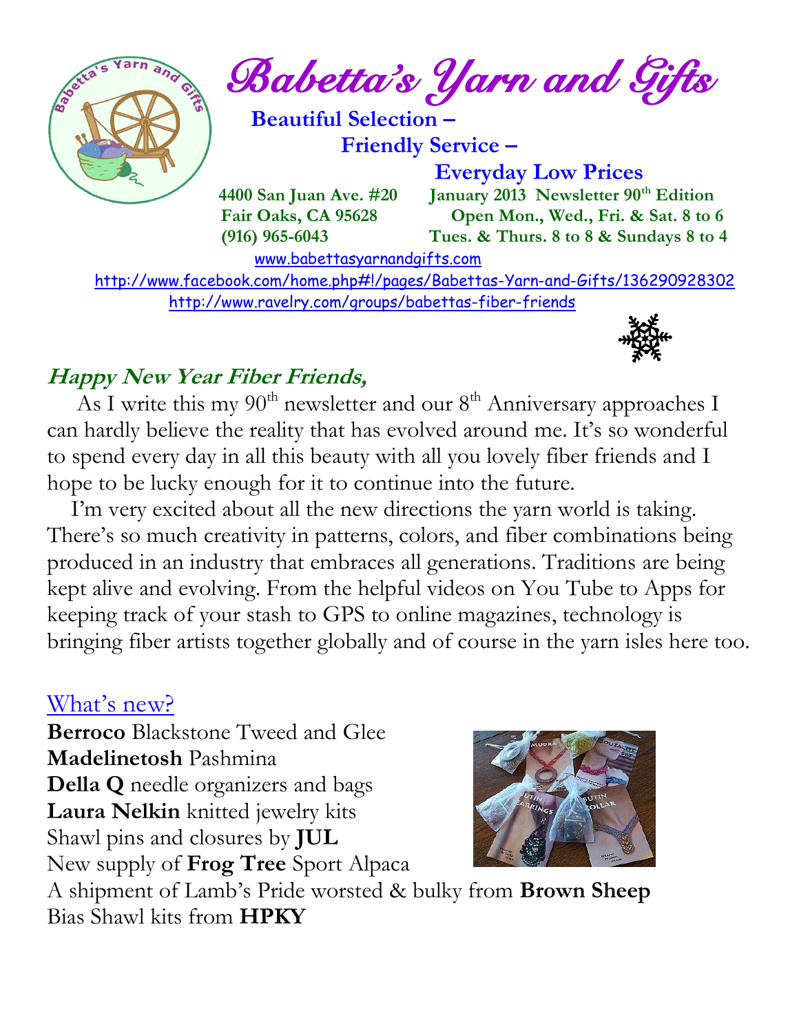# Babetta's Yarn and Gifts

**Beautiful Selection –**
**Friendly Service –**
**Everyday Low Prices**

**4400 San Juan Ave. #20**
**Fair Oaks, CA 95628**
**(916) 965-6043**

**January 2013 Newsletter 90th Edition**
**Open Mon., Wed., Fri. & Sat. 8 to 6**
**Tues. & Thurs. 8 to 8 & Sundays 8 to 4**

www.babettasyarnandgifts.com
http://www.facebook.com/home.php#!/pages/Babettas-Yarn-and-Gifts/136290928302
http://www.ravelry.com/groups/babettas-fiber-friends

## Happy New Year Fiber Friends,

As I write this my 90th newsletter and our 8th Anniversary approaches I can hardly believe the reality that has evolved around me. It's so wonderful to spend every day in all this beauty with all you lovely fiber friends and I hope to be lucky enough for it to continue into the future.

I'm very excited about all the new directions the yarn world is taking. There's so much creativity in patterns, colors, and fiber combinations being produced in an industry that embraces all generations. Traditions are being kept alive and evolving. From the helpful videos on You Tube to Apps for keeping track of your stash to GPS to online magazines, technology is bringing fiber artists together globally and of course in the yarn isles here too.

## What's new?

**Berroco** Blackstone Tweed and Glee
**Madelinetosh** Pashmina
**Della Q** needle organizers and bags
**Laura Nelkin** knitted jewelry kits
Shawl pins and closures by **JUL**
New supply of **Frog Tree** Sport Alpaca
A shipment of Lamb's Pride worsted & bulky from **Brown Sheep**
Bias Shawl kits from **HPKY**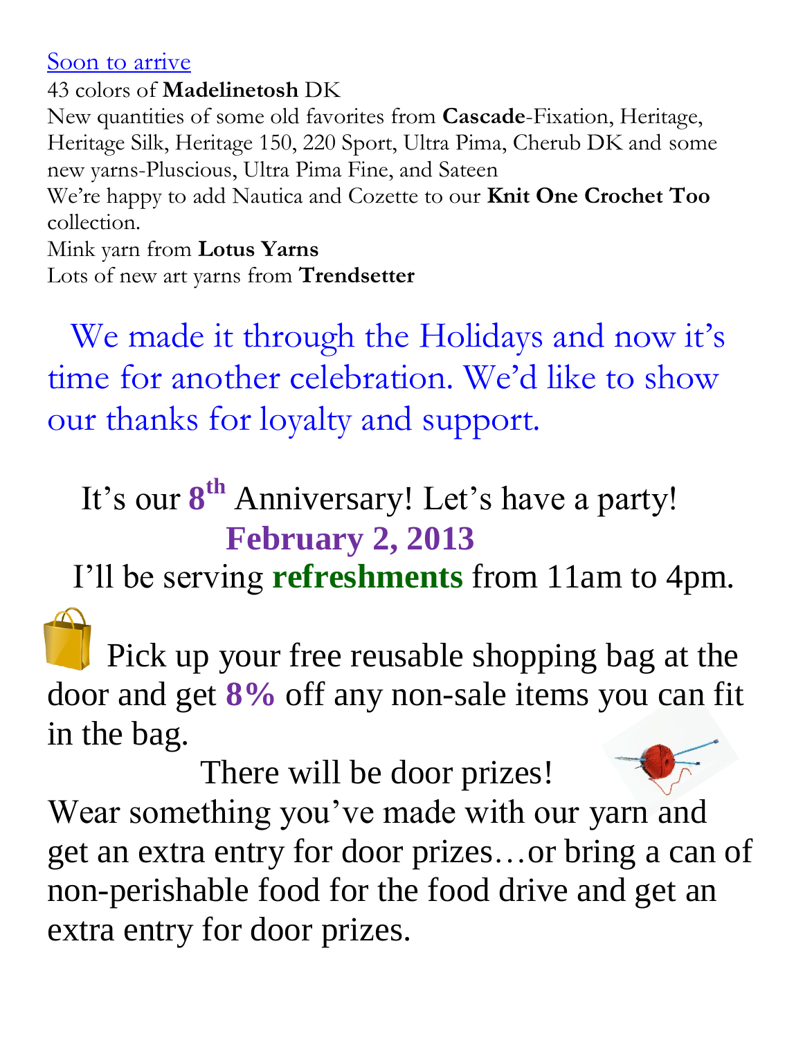Soon to arrive

43 colors of **Madelinetosh** DK

New quantities of some old favorites from **Cascade**-Fixation, Heritage, Heritage Silk, Heritage 150, 220 Sport, Ultra Pima, Cherub DK and some new yarns-Pluscious, Ultra Pima Fine, and Sateen

We're happy to add Nautica and Cozette to our **Knit One Crochet Too** collection.

Mink yarn from **Lotus Yarns**

Lots of new art yarns from **Trendsetter**

We made it through the Holidays and now it's time for another celebration. We'd like to show our thanks for loyalty and support.

It's our **8th** Anniversary! Let's have a party!

**February 2, 2013**

I'll be serving **refreshments** from 11am to 4pm.

Pick up your free reusable shopping bag at the door and get **8%** off any non-sale items you can fit in the bag.

There will be door prizes!

Wear something you've made with our yarn and get an extra entry for door prizes…or bring a can of non-perishable food for the food drive and get an extra entry for door prizes.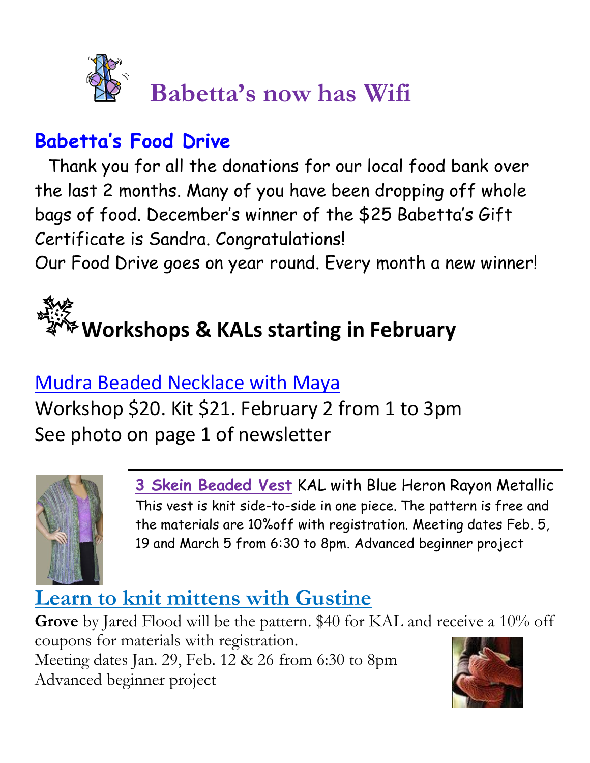# Babetta's now has Wifi

## Babetta's Food Drive

Thank you for all the donations for our local food bank over the last 2 months. Many of you have been dropping off whole bags of food. December's winner of the $25 Babetta's Gift Certificate is Sandra. Congratulations!

Our Food Drive goes on year round. Every month a new winner!

# Workshops & KALs starting in February

## Mudra Beaded Necklace with Maya

Workshop $20. Kit $21. February 2 from 1 to 3pm

See photo on page 1 of newsletter

**3 Skein Beaded Vest** KAL with Blue Heron Rayon Metallic

This vest is knit side-to-side in one piece. The pattern is free and the materials are 10%off with registration. Meeting dates Feb. 5, 19 and March 5 from 6:30 to 8pm. Advanced beginner project

## Learn to knit mittens with Gustine

**Grove** by Jared Flood will be the pattern. $40 for KAL and receive a 10% off coupons for materials with registration.

Meeting dates Jan. 29, Feb. 12 & 26 from 6:30 to 8pm

Advanced beginner project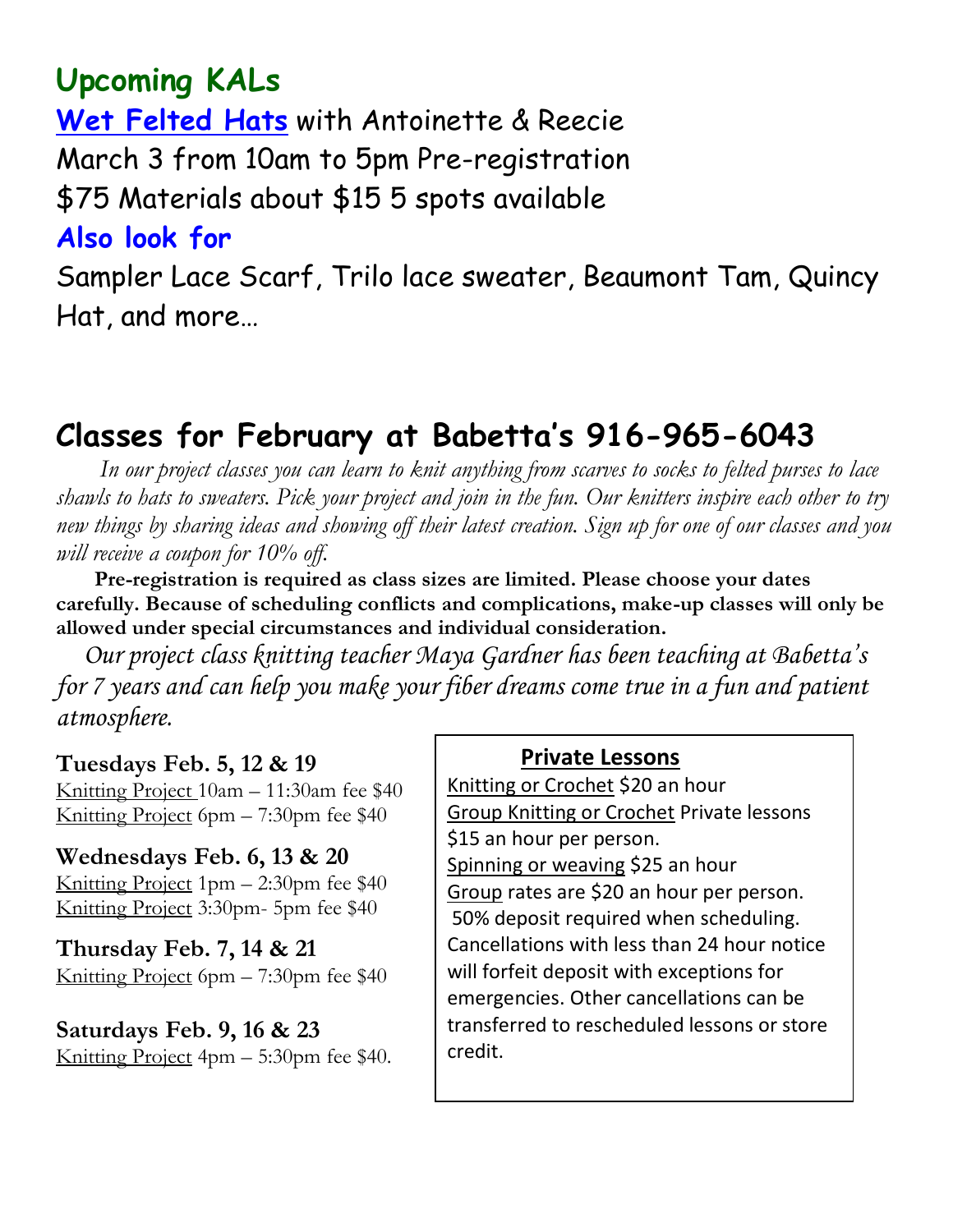## Upcoming KALs

**Wet Felted Hats** with Antoinette & Reecie

March 3 from 10am to 5pm Pre-registration

$75 Materials about $15 5 spots available

### Also look for

Sampler Lace Scarf, Trilo lace sweater, Beaumont Tam, Quincy Hat, and more…

## Classes for February at Babetta's 916-965-6043

*In our project classes you can learn to knit anything from scarves to socks to felted purses to lace shawls to hats to sweaters. Pick your project and join in the fun. Our knitters inspire each other to try new things by sharing ideas and showing off their latest creation. Sign up for one of our classes and you will receive a coupon for 10% off.*

**Pre-registration is required as class sizes are limited. Please choose your dates carefully. Because of scheduling conflicts and complications, make-up classes will only be allowed under special circumstances and individual consideration.**

*Our project class knitting teacher Maya Gardner has been teaching at Babetta's for 7 years and can help you make your fiber dreams come true in a fun and patient atmosphere.*

**Tuesdays Feb. 5, 12 & 19**
Knitting Project 10am – 11:30am fee $40
Knitting Project 6pm – 7:30pm fee $40

**Wednesdays Feb. 6, 13 & 20**
Knitting Project 1pm – 2:30pm fee $40
Knitting Project 3:30pm- 5pm fee $40

**Thursday Feb. 7, 14 & 21**
Knitting Project 6pm – 7:30pm fee $40

**Saturdays Feb. 9, 16 & 23**
Knitting Project 4pm – 5:30pm fee $40.

### Private Lessons

Knitting or Crochet $20 an hour
Group Knitting or Crochet Private lessons $15 an hour per person.
Spinning or weaving $25 an hour
Group rates are $20 an hour per person.
50% deposit required when scheduling. Cancellations with less than 24 hour notice will forfeit deposit with exceptions for emergencies. Other cancellations can be transferred to rescheduled lessons or store credit.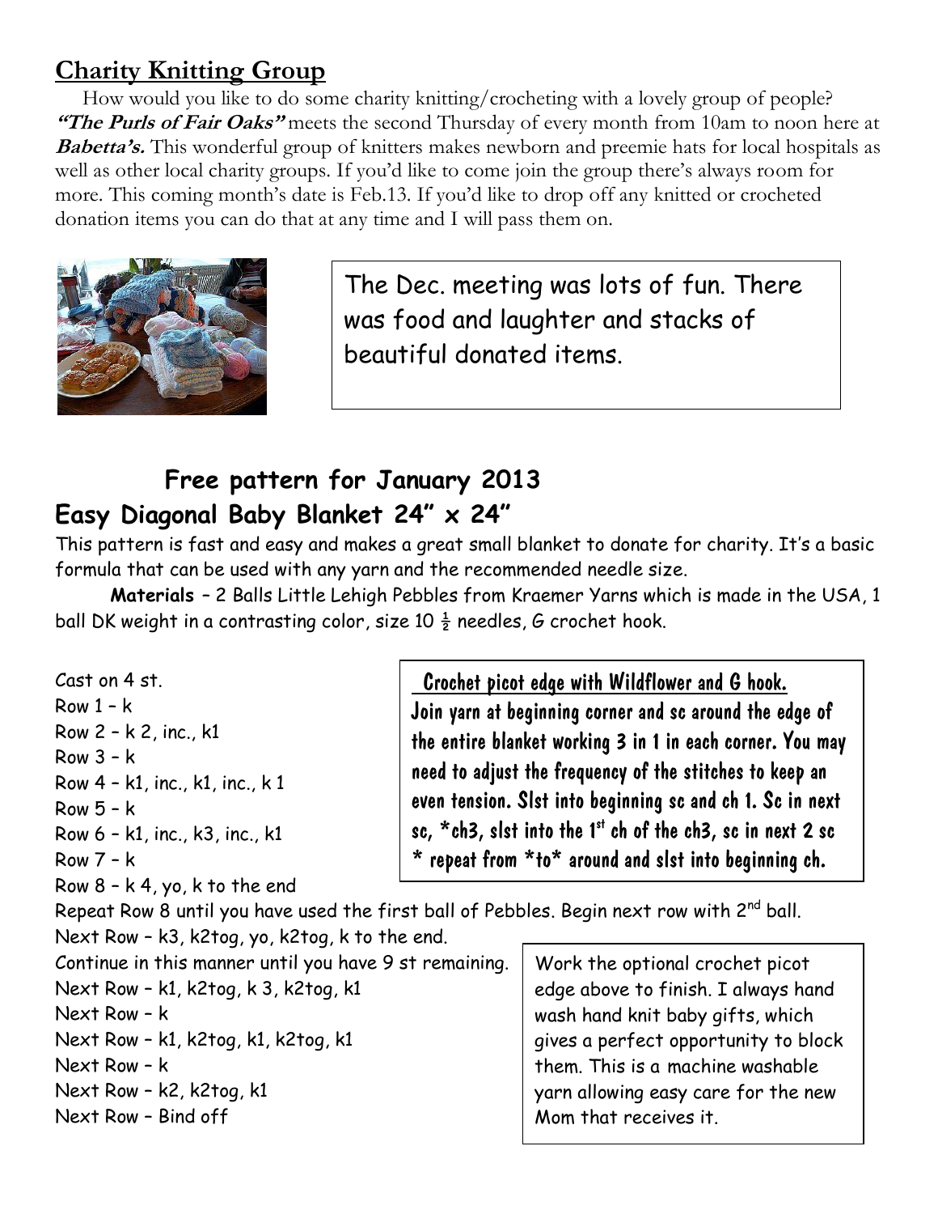## Charity Knitting Group

How would you like to do some charity knitting/crocheting with a lovely group of people? ***"The Purls of Fair Oaks"*** meets the second Thursday of every month from 10am to noon here at ***Babetta's.*** This wonderful group of knitters makes newborn and preemie hats for local hospitals as well as other local charity groups. If you'd like to come join the group there's always room for more. This coming month's date is Feb.13. If you'd like to drop off any knitted or crocheted donation items you can do that at any time and I will pass them on.

The Dec. meeting was lots of fun. There was food and laughter and stacks of beautiful donated items.

## Free pattern for January 2013

## Easy Diagonal Baby Blanket 24" x 24"

This pattern is fast and easy and makes a great small blanket to donate for charity. It's a basic formula that can be used with any yarn and the recommended needle size.

**Materials** – 2 Balls Little Lehigh Pebbles from Kraemer Yarns which is made in the USA, 1 ball DK weight in a contrasting color, size 10 ½ needles, G crochet hook.

Cast on 4 st.
Row 1 – k
Row 2 – k 2, inc., k1
Row 3 – k
Row 4 – k1, inc., k1, inc., k 1
Row 5 – k
Row 6 – k1, inc., k3, inc., k1
Row 7 – k
Row 8 – k 4, yo, k to the end
Repeat Row 8 until you have used the first ball of Pebbles. Begin next row with 2nd ball.
Next Row – k3, k2tog, yo, k2tog, k to the end.
Continue in this manner until you have 9 st remaining.
Next Row – k1, k2tog, k 3, k2tog, k1
Next Row – k
Next Row – k1, k2tog, k1, k2tog, k1
Next Row – k
Next Row – k2, k2tog, k1
Next Row – Bind off

**Crochet picot edge with Wildflower and G hook.**
Join yarn at beginning corner and sc around the edge of the entire blanket working 3 in 1 in each corner. You may need to adjust the frequency of the stitches to keep an even tension. Slst into beginning sc and ch 1. Sc in next sc, *ch3, slst into the 1st ch of the ch3, sc in next 2 sc * repeat from *to* around and slst into beginning ch.

Work the optional crochet picot edge above to finish. I always hand wash hand knit baby gifts, which gives a perfect opportunity to block them. This is a machine washable yarn allowing easy care for the new Mom that receives it.